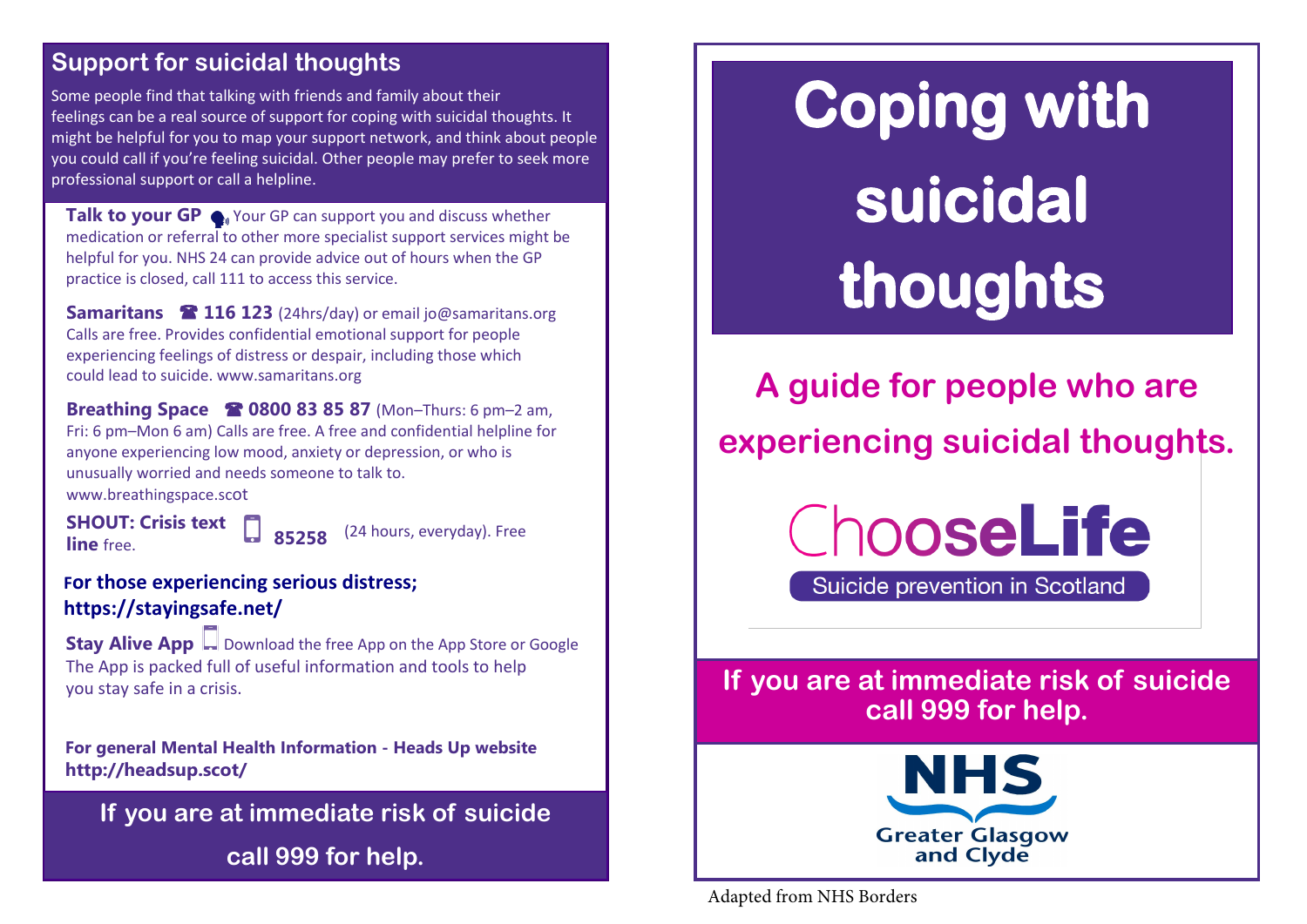## Support for suicidal thoughts

Some people find that talking with friends and family about their feelings can be a real source of support for coping with suicidal thoughts. It might be helpful for you to map your support network, and think about people you could call if you're feeling suicidal. Other people may prefer to seek more professional support or call a helpline.

**Talk to your GP** Your GP can support you and discuss whether medication or referral to other more specialist support services might be helpful for you. NHS 24 can provide advice out of hours when the GP practice is closed, call 111 to access this service.

**Samaritans** ☎ **116 123** (24hrs/day) or email jo@samaritans.org Calls are free. Provides confidential emotional support for people experiencing feelings of distress or despair, including those which could lead to suicide. www.samaritans.org

**Breathing Space** ☎ **0800 83 85 87** (Mon–Thurs: 6 pm–2 am, Fri: 6 pm–Mon 6 am) Calls are free. A free and confidential helpline for anyone experiencing low mood, anxiety or depression, or who is unusually worried and needs someone to talk to. www.breathingspace.scot

**SHOUT: Crisis text line** free. **85258** (24 hours, everyday). Free

**For those experiencing serious distress; https://stayingsafe.net/**

**Stay Alive App** Download the free App on the App Store or Google The App is packed full of useful information and tools to help you stay safe in a crisis.

**For general Mental Health Information - Heads Up website http://headsup.scot/**

**If you are at immediate risk of suicide call 999 for help.**

# Coping with suicidal thoughts

## A guide for people who are experiencing suicidal thoughts.

ChooseLife

Suicide prevention in Scotland

**If you are at immediate risk of suicide call 999 for help.**

NHS Greater Glasgow and Clyde

Adapted from NHS Borders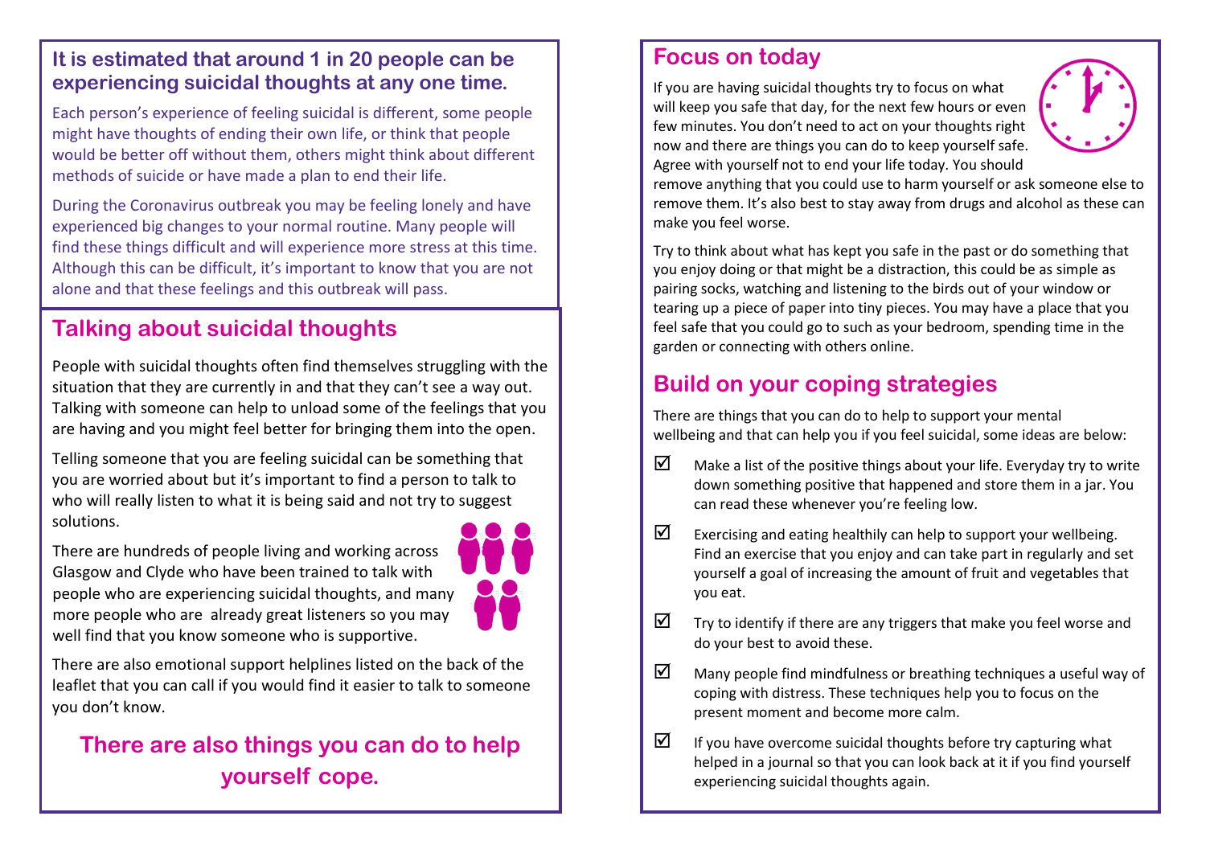**It is estimated that around 1 in 20 people can be experiencing suicidal thoughts at any one time.**

Each person's experience of feeling suicidal is different, some people might have thoughts of ending their own life, or think that people would be better off without them, others might think about different methods of suicide or have made a plan to end their life.

During the Coronavirus outbreak you may be feeling lonely and have experienced big changes to your normal routine. Many people will find these things difficult and will experience more stress at this time. Although this can be difficult, it's important to know that you are not alone and that these feelings and this outbreak will pass.

## Talking about suicidal thoughts

People with suicidal thoughts often find themselves struggling with the situation that they are currently in and that they can't see a way out. Talking with someone can help to unload some of the feelings that you are having and you might feel better for bringing them into the open.

Telling someone that you are feeling suicidal can be something that you are worried about but it's important to find a person to talk to who will really listen to what it is being said and not try to suggest solutions.

There are hundreds of people living and working across Glasgow and Clyde who have been trained to talk with people who are experiencing suicidal thoughts, and many more people who are already great listeners so you may well find that you know someone who is supportive.

There are also emotional support helplines listed on the back of the leaflet that you can call if you would find it easier to talk to someone you don't know.

**There are also things you can do to help yourself cope.**

## Focus on today

If you are having suicidal thoughts try to focus on what will keep you safe that day, for the next few hours or even few minutes. You don't need to act on your thoughts right now and there are things you can do to keep yourself safe. Agree with yourself not to end your life today. You should remove anything that you could use to harm yourself or ask someone else to remove them. It's also best to stay away from drugs and alcohol as these can make you feel worse.

Try to think about what has kept you safe in the past or do something that you enjoy doing or that might be a distraction, this could be as simple as pairing socks, watching and listening to the birds out of your window or tearing up a piece of paper into tiny pieces. You may have a place that you feel safe that you could go to such as your bedroom, spending time in the garden or connecting with others online.

## Build on your coping strategies

There are things that you can do to help to support your mental wellbeing and that can help you if you feel suicidal, some ideas are below:

- ☑ Make a list of the positive things about your life. Everyday try to write down something positive that happened and store them in a jar. You can read these whenever you're feeling low.
- ☑ Exercising and eating healthily can help to support your wellbeing. Find an exercise that you enjoy and can take part in regularly and set yourself a goal of increasing the amount of fruit and vegetables that you eat.
- ☑ Try to identify if there are any triggers that make you feel worse and do your best to avoid these.
- ☑ Many people find mindfulness or breathing techniques a useful way of coping with distress. These techniques help you to focus on the present moment and become more calm.
- ☑ If you have overcome suicidal thoughts before try capturing what helped in a journal so that you can look back at it if you find yourself experiencing suicidal thoughts again.